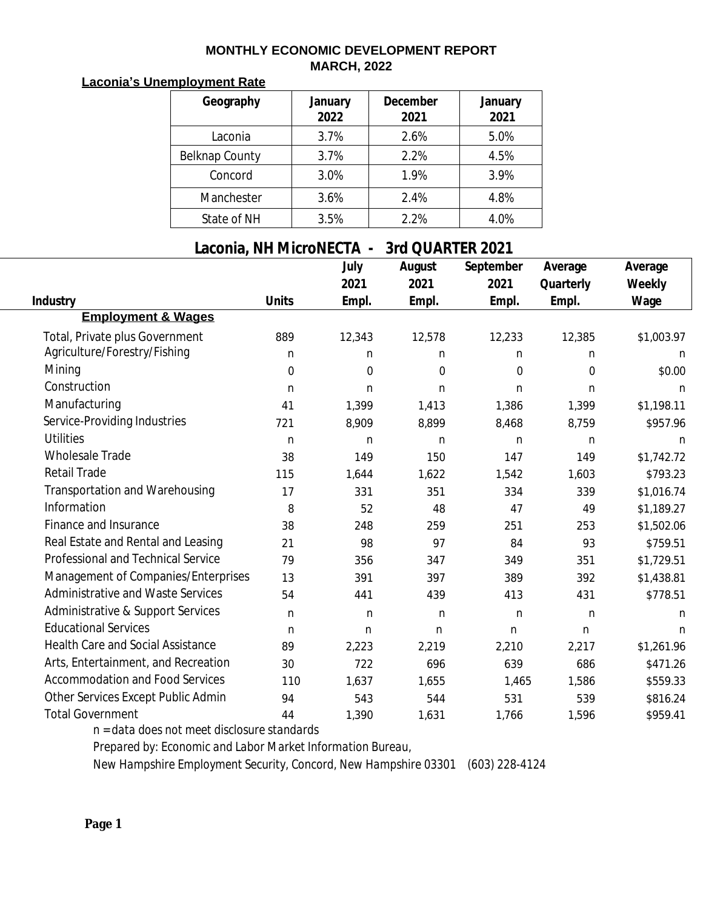# MONTHLY ECONOMIC DEVELOPMENT REPORT
## MARCH, 2022

**Laconia's Unemployment Rate**

| Geography | January 2022 | December 2021 | January 2021 |
|---|---|---|---|
| Laconia | 3.7% | 2.6% | 5.0% |
| Belknap County | 3.7% | 2.2% | 4.5% |
| Concord | 3.0% | 1.9% | 3.9% |
| Manchester | 3.6% | 2.4% | 4.8% |
| State of NH | 3.5% | 2.2% | 4.0% |

## Laconia, NH MicroNECTA - 3rd QUARTER 2021

| Industry | Units | July 2021 Empl. | August 2021 Empl. | September 2021 Empl. | Average Quarterly Empl. | Average Weekly Wage |
|---|---|---|---|---|---|---|
| **Employment & Wages** | | | | | | |
| Total, Private plus Government | 889 | 12,343 | 12,578 | 12,233 | 12,385 | $1,003.97 |
| Agriculture/Forestry/Fishing | n | n | n | n | n | n |
| Mining | 0 | 0 | 0 | 0 | 0 | $0.00 |
| Construction | n | n | n | n | n | n |
| Manufacturing | 41 | 1,399 | 1,413 | 1,386 | 1,399 | $1,198.11 |
| Service-Providing Industries | 721 | 8,909 | 8,899 | 8,468 | 8,759 | $957.96 |
| Utilities | n | n | n | n | n | n |
| Wholesale Trade | 38 | 149 | 150 | 147 | 149 | $1,742.72 |
| Retail Trade | 115 | 1,644 | 1,622 | 1,542 | 1,603 | $793.23 |
| Transportation and Warehousing | 17 | 331 | 351 | 334 | 339 | $1,016.74 |
| Information | 8 | 52 | 48 | 47 | 49 | $1,189.27 |
| Finance and Insurance | 38 | 248 | 259 | 251 | 253 | $1,502.06 |
| Real Estate and Rental and Leasing | 21 | 98 | 97 | 84 | 93 | $759.51 |
| Professional and Technical Service | 79 | 356 | 347 | 349 | 351 | $1,729.51 |
| Management of Companies/Enterprises | 13 | 391 | 397 | 389 | 392 | $1,438.81 |
| Administrative and Waste Services | 54 | 441 | 439 | 413 | 431 | $778.51 |
| Administrative & Support Services | n | n | n | n | n | n |
| Educational Services | n | n | n | n | n | n |
| Health Care and Social Assistance | 89 | 2,223 | 2,219 | 2,210 | 2,217 | $1,261.96 |
| Arts, Entertainment, and Recreation | 30 | 722 | 696 | 639 | 686 | $471.26 |
| Accommodation and Food Services | 110 | 1,637 | 1,655 | 1,465 | 1,586 | $559.33 |
| Other Services Except Public Admin | 94 | 543 | 544 | 531 | 539 | $816.24 |
| Total Government | 44 | 1,390 | 1,631 | 1,766 | 1,596 | $959.41 |

*n = data does not meet disclosure standards*

*Prepared by: Economic and Labor Market Information Bureau,*

*New Hampshire Employment Security, Concord, New Hampshire 03301 (603) 228-4124*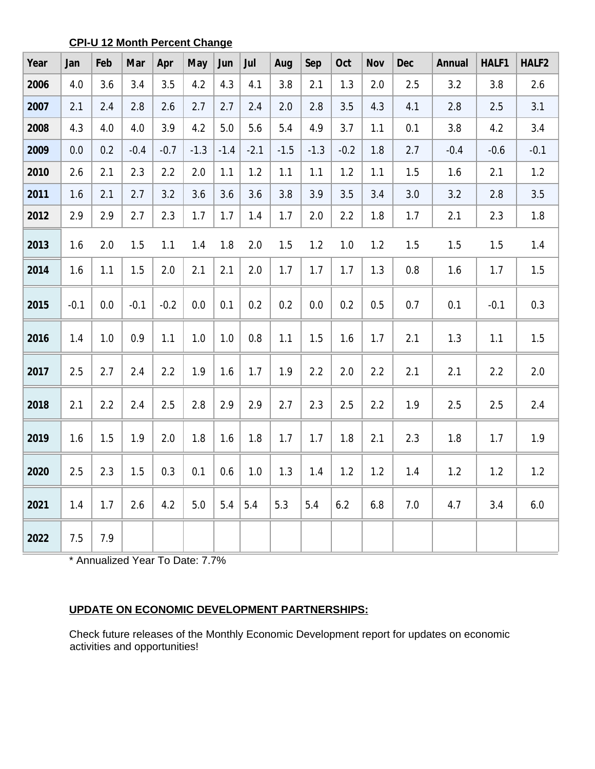**CPI-U 12 Month Percent Change**

| Year | Jan | Feb | Mar | Apr | May | Jun | Jul | Aug | Sep | Oct | Nov | Dec | Annual | HALF1 | HALF2 |
|---|---|---|---|---|---|---|---|---|---|---|---|---|---|---|---|
| 2006 | 4.0 | 3.6 | 3.4 | 3.5 | 4.2 | 4.3 | 4.1 | 3.8 | 2.1 | 1.3 | 2.0 | 2.5 | 3.2 | 3.8 | 2.6 |
| 2007 | 2.1 | 2.4 | 2.8 | 2.6 | 2.7 | 2.7 | 2.4 | 2.0 | 2.8 | 3.5 | 4.3 | 4.1 | 2.8 | 2.5 | 3.1 |
| 2008 | 4.3 | 4.0 | 4.0 | 3.9 | 4.2 | 5.0 | 5.6 | 5.4 | 4.9 | 3.7 | 1.1 | 0.1 | 3.8 | 4.2 | 3.4 |
| 2009 | 0.0 | 0.2 | -0.4 | -0.7 | -1.3 | -1.4 | -2.1 | -1.5 | -1.3 | -0.2 | 1.8 | 2.7 | -0.4 | -0.6 | -0.1 |
| 2010 | 2.6 | 2.1 | 2.3 | 2.2 | 2.0 | 1.1 | 1.2 | 1.1 | 1.1 | 1.2 | 1.1 | 1.5 | 1.6 | 2.1 | 1.2 |
| 2011 | 1.6 | 2.1 | 2.7 | 3.2 | 3.6 | 3.6 | 3.6 | 3.8 | 3.9 | 3.5 | 3.4 | 3.0 | 3.2 | 2.8 | 3.5 |
| 2012 | 2.9 | 2.9 | 2.7 | 2.3 | 1.7 | 1.7 | 1.4 | 1.7 | 2.0 | 2.2 | 1.8 | 1.7 | 2.1 | 2.3 | 1.8 |
| 2013 | 1.6 | 2.0 | 1.5 | 1.1 | 1.4 | 1.8 | 2.0 | 1.5 | 1.2 | 1.0 | 1.2 | 1.5 | 1.5 | 1.5 | 1.4 |
| 2014 | 1.6 | 1.1 | 1.5 | 2.0 | 2.1 | 2.1 | 2.0 | 1.7 | 1.7 | 1.7 | 1.3 | 0.8 | 1.6 | 1.7 | 1.5 |
| 2015 | -0.1 | 0.0 | -0.1 | -0.2 | 0.0 | 0.1 | 0.2 | 0.2 | 0.0 | 0.2 | 0.5 | 0.7 | 0.1 | -0.1 | 0.3 |
| 2016 | 1.4 | 1.0 | 0.9 | 1.1 | 1.0 | 1.0 | 0.8 | 1.1 | 1.5 | 1.6 | 1.7 | 2.1 | 1.3 | 1.1 | 1.5 |
| 2017 | 2.5 | 2.7 | 2.4 | 2.2 | 1.9 | 1.6 | 1.7 | 1.9 | 2.2 | 2.0 | 2.2 | 2.1 | 2.1 | 2.2 | 2.0 |
| 2018 | 2.1 | 2.2 | 2.4 | 2.5 | 2.8 | 2.9 | 2.9 | 2.7 | 2.3 | 2.5 | 2.2 | 1.9 | 2.5 | 2.5 | 2.4 |
| 2019 | 1.6 | 1.5 | 1.9 | 2.0 | 1.8 | 1.6 | 1.8 | 1.7 | 1.7 | 1.8 | 2.1 | 2.3 | 1.8 | 1.7 | 1.9 |
| 2020 | 2.5 | 2.3 | 1.5 | 0.3 | 0.1 | 0.6 | 1.0 | 1.3 | 1.4 | 1.2 | 1.2 | 1.4 | 1.2 | 1.2 | 1.2 |
| 2021 | 1.4 | 1.7 | 2.6 | 4.2 | 5.0 | 5.4 | 5.4 | 5.3 | 5.4 | 6.2 | 6.8 | 7.0 | 4.7 | 3.4 | 6.0 |
| 2022 | 7.5 | 7.9 | | | | | | | | | | | | | |

* Annualized Year To Date: 7.7%

**UPDATE ON ECONOMIC DEVELOPMENT PARTNERSHIPS:**

Check future releases of the Monthly Economic Development report for updates on economic activities and opportunities!